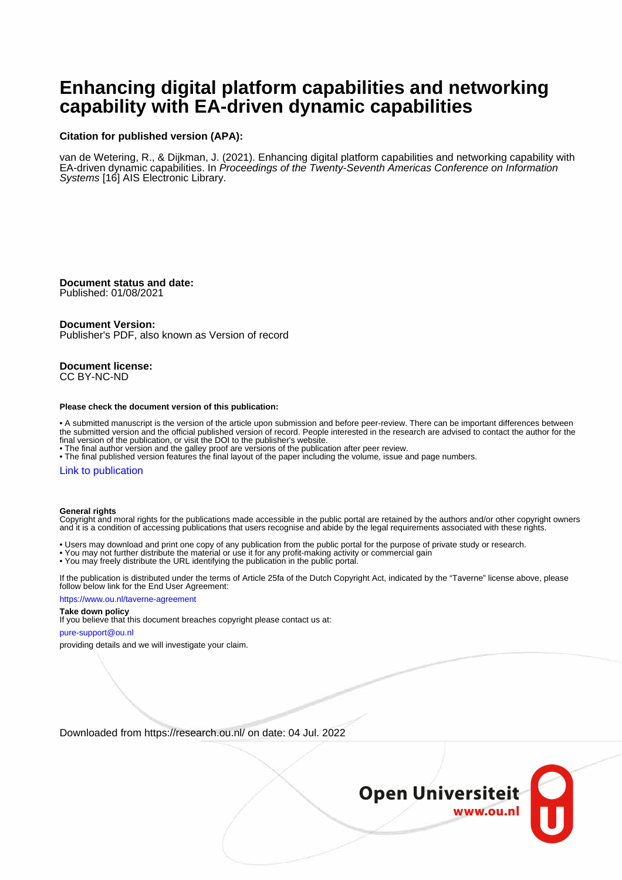# Enhancing digital platform capabilities and networking capability with EA-driven dynamic capabilities

**Citation for published version (APA):**

van de Wetering, R., & Dijkman, J. (2021). Enhancing digital platform capabilities and networking capability with EA-driven dynamic capabilities. In *Proceedings of the Twenty-Seventh Americas Conference on Information Systems* [16] AIS Electronic Library.

**Document status and date:**
Published: 01/08/2021

**Document Version:**
Publisher's PDF, also known as Version of record

**Document license:**
CC BY-NC-ND

**Please check the document version of this publication:**

• A submitted manuscript is the version of the article upon submission and before peer-review. There can be important differences between the submitted version and the official published version of record. People interested in the research are advised to contact the author for the final version of the publication, or visit the DOI to the publisher's website.
• The final author version and the galley proof are versions of the publication after peer review.
• The final published version features the final layout of the paper including the volume, issue and page numbers.

Link to publication

**General rights**
Copyright and moral rights for the publications made accessible in the public portal are retained by the authors and/or other copyright owners and it is a condition of accessing publications that users recognise and abide by the legal requirements associated with these rights.

• Users may download and print one copy of any publication from the public portal for the purpose of private study or research.
• You may not further distribute the material or use it for any profit-making activity or commercial gain
• You may freely distribute the URL identifying the publication in the public portal.

If the publication is distributed under the terms of Article 25fa of the Dutch Copyright Act, indicated by the "Taverne" license above, please follow below link for the End User Agreement:

https://www.ou.nl/taverne-agreement

**Take down policy**
If you believe that this document breaches copyright please contact us at:

pure-support@ou.nl

providing details and we will investigate your claim.

Downloaded from https://research.ou.nl/ on date: 04 Jul. 2022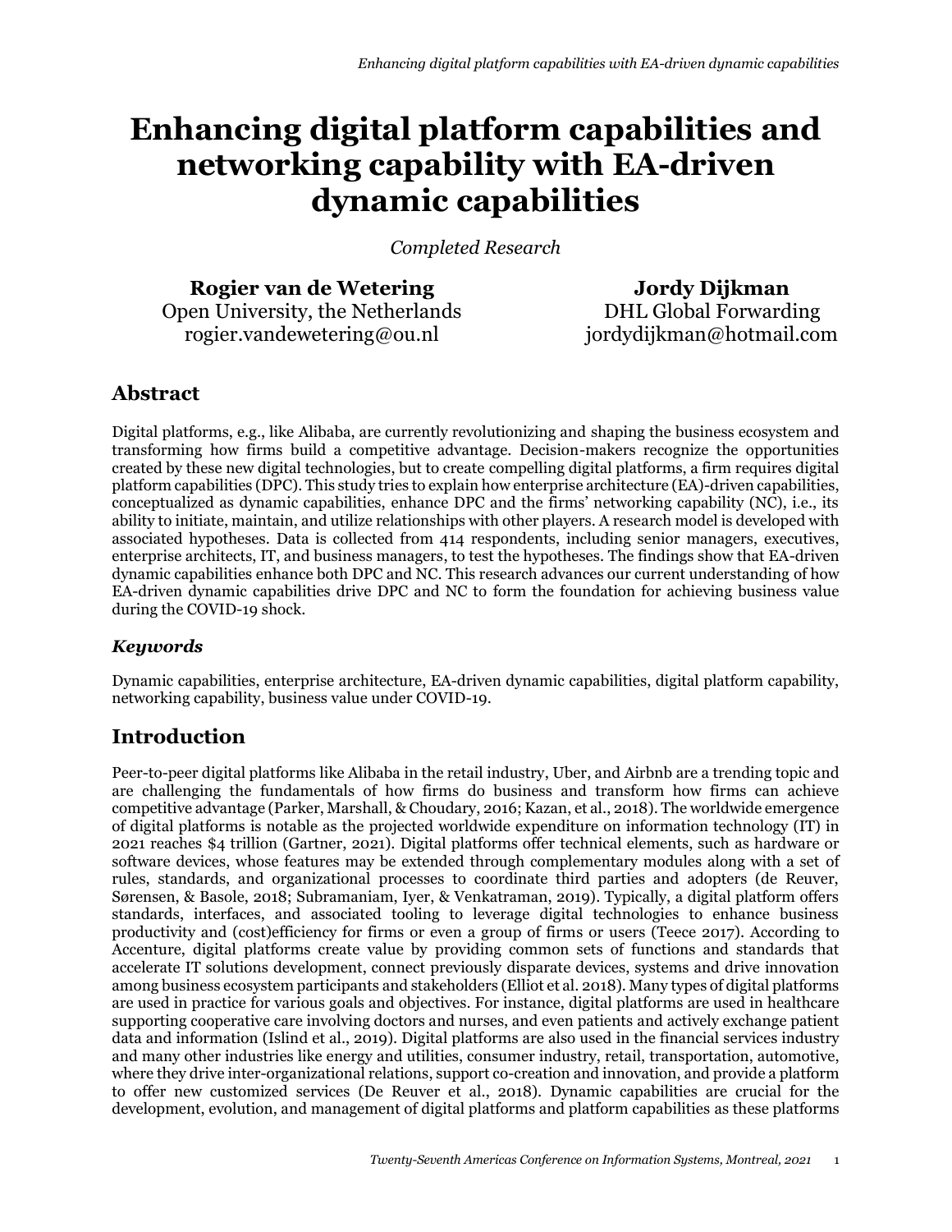# Enhancing digital platform capabilities and networking capability with EA-driven dynamic capabilities

*Completed Research*

**Rogier van de Wetering**
Open University, the Netherlands
rogier.vandewetering@ou.nl

**Jordy Dijkman**
DHL Global Forwarding
jordydijkman@hotmail.com

## Abstract

Digital platforms, e.g., like Alibaba, are currently revolutionizing and shaping the business ecosystem and transforming how firms build a competitive advantage. Decision-makers recognize the opportunities created by these new digital technologies, but to create compelling digital platforms, a firm requires digital platform capabilities (DPC). This study tries to explain how enterprise architecture (EA)-driven capabilities, conceptualized as dynamic capabilities, enhance DPC and the firms' networking capability (NC), i.e., its ability to initiate, maintain, and utilize relationships with other players. A research model is developed with associated hypotheses. Data is collected from 414 respondents, including senior managers, executives, enterprise architects, IT, and business managers, to test the hypotheses. The findings show that EA-driven dynamic capabilities enhance both DPC and NC. This research advances our current understanding of how EA-driven dynamic capabilities drive DPC and NC to form the foundation for achieving business value during the COVID-19 shock.

### *Keywords*

Dynamic capabilities, enterprise architecture, EA-driven dynamic capabilities, digital platform capability, networking capability, business value under COVID-19.

## Introduction

Peer-to-peer digital platforms like Alibaba in the retail industry, Uber, and Airbnb are a trending topic and are challenging the fundamentals of how firms do business and transform how firms can achieve competitive advantage (Parker, Marshall, & Choudary, 2016; Kazan, et al., 2018). The worldwide emergence of digital platforms is notable as the projected worldwide expenditure on information technology (IT) in 2021 reaches $4 trillion (Gartner, 2021). Digital platforms offer technical elements, such as hardware or software devices, whose features may be extended through complementary modules along with a set of rules, standards, and organizational processes to coordinate third parties and adopters (de Reuver, Sørensen, & Basole, 2018; Subramaniam, Iyer, & Venkatraman, 2019). Typically, a digital platform offers standards, interfaces, and associated tooling to leverage digital technologies to enhance business productivity and (cost)efficiency for firms or even a group of firms or users (Teece 2017). According to Accenture, digital platforms create value by providing common sets of functions and standards that accelerate IT solutions development, connect previously disparate devices, systems and drive innovation among business ecosystem participants and stakeholders (Elliot et al. 2018). Many types of digital platforms are used in practice for various goals and objectives. For instance, digital platforms are used in healthcare supporting cooperative care involving doctors and nurses, and even patients and actively exchange patient data and information (Islind et al., 2019). Digital platforms are also used in the financial services industry and many other industries like energy and utilities, consumer industry, retail, transportation, automotive, where they drive inter-organizational relations, support co-creation and innovation, and provide a platform to offer new customized services (De Reuver et al., 2018). Dynamic capabilities are crucial for the development, evolution, and management of digital platforms and platform capabilities as these platforms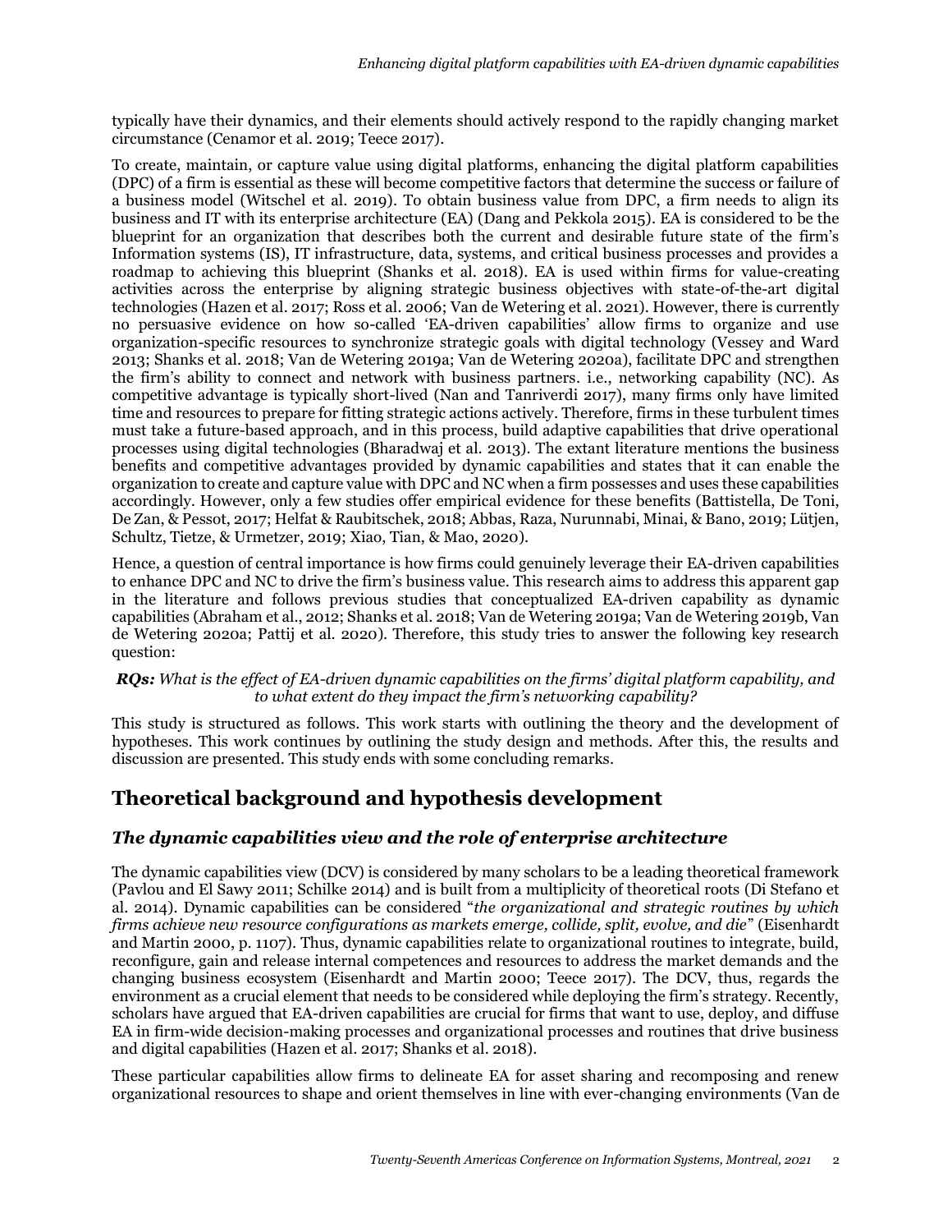typically have their dynamics, and their elements should actively respond to the rapidly changing market circumstance (Cenamor et al. 2019; Teece 2017).

To create, maintain, or capture value using digital platforms, enhancing the digital platform capabilities (DPC) of a firm is essential as these will become competitive factors that determine the success or failure of a business model (Witschel et al. 2019). To obtain business value from DPC, a firm needs to align its business and IT with its enterprise architecture (EA) (Dang and Pekkola 2015). EA is considered to be the blueprint for an organization that describes both the current and desirable future state of the firm's Information systems (IS), IT infrastructure, data, systems, and critical business processes and provides a roadmap to achieving this blueprint (Shanks et al. 2018). EA is used within firms for value-creating activities across the enterprise by aligning strategic business objectives with state-of-the-art digital technologies (Hazen et al. 2017; Ross et al. 2006; Van de Wetering et al. 2021). However, there is currently no persuasive evidence on how so-called 'EA-driven capabilities' allow firms to organize and use organization-specific resources to synchronize strategic goals with digital technology (Vessey and Ward 2013; Shanks et al. 2018; Van de Wetering 2019a; Van de Wetering 2020a), facilitate DPC and strengthen the firm's ability to connect and network with business partners. i.e., networking capability (NC). As competitive advantage is typically short-lived (Nan and Tanriverdi 2017), many firms only have limited time and resources to prepare for fitting strategic actions actively. Therefore, firms in these turbulent times must take a future-based approach, and in this process, build adaptive capabilities that drive operational processes using digital technologies (Bharadwaj et al. 2013). The extant literature mentions the business benefits and competitive advantages provided by dynamic capabilities and states that it can enable the organization to create and capture value with DPC and NC when a firm possesses and uses these capabilities accordingly. However, only a few studies offer empirical evidence for these benefits (Battistella, De Toni, De Zan, & Pessot, 2017; Helfat & Raubitschek, 2018; Abbas, Raza, Nurunnabi, Minai, & Bano, 2019; Lütjen, Schultz, Tietze, & Urmetzer, 2019; Xiao, Tian, & Mao, 2020).

Hence, a question of central importance is how firms could genuinely leverage their EA-driven capabilities to enhance DPC and NC to drive the firm's business value. This research aims to address this apparent gap in the literature and follows previous studies that conceptualized EA-driven capability as dynamic capabilities (Abraham et al., 2012; Shanks et al. 2018; Van de Wetering 2019a; Van de Wetering 2019b, Van de Wetering 2020a; Pattij et al. 2020). Therefore, this study tries to answer the following key research question:

***RQs:*** *What is the effect of EA-driven dynamic capabilities on the firms' digital platform capability, and to what extent do they impact the firm's networking capability?*

This study is structured as follows. This work starts with outlining the theory and the development of hypotheses. This work continues by outlining the study design and methods. After this, the results and discussion are presented. This study ends with some concluding remarks.

## Theoretical background and hypothesis development

### *The dynamic capabilities view and the role of enterprise architecture*

The dynamic capabilities view (DCV) is considered by many scholars to be a leading theoretical framework (Pavlou and El Sawy 2011; Schilke 2014) and is built from a multiplicity of theoretical roots (Di Stefano et al. 2014). Dynamic capabilities can be considered "*the organizational and strategic routines by which firms achieve new resource configurations as markets emerge, collide, split, evolve, and die*" (Eisenhardt and Martin 2000, p. 1107). Thus, dynamic capabilities relate to organizational routines to integrate, build, reconfigure, gain and release internal competences and resources to address the market demands and the changing business ecosystem (Eisenhardt and Martin 2000; Teece 2017). The DCV, thus, regards the environment as a crucial element that needs to be considered while deploying the firm's strategy. Recently, scholars have argued that EA-driven capabilities are crucial for firms that want to use, deploy, and diffuse EA in firm-wide decision-making processes and organizational processes and routines that drive business and digital capabilities (Hazen et al. 2017; Shanks et al. 2018).

These particular capabilities allow firms to delineate EA for asset sharing and recomposing and renew organizational resources to shape and orient themselves in line with ever-changing environments (Van de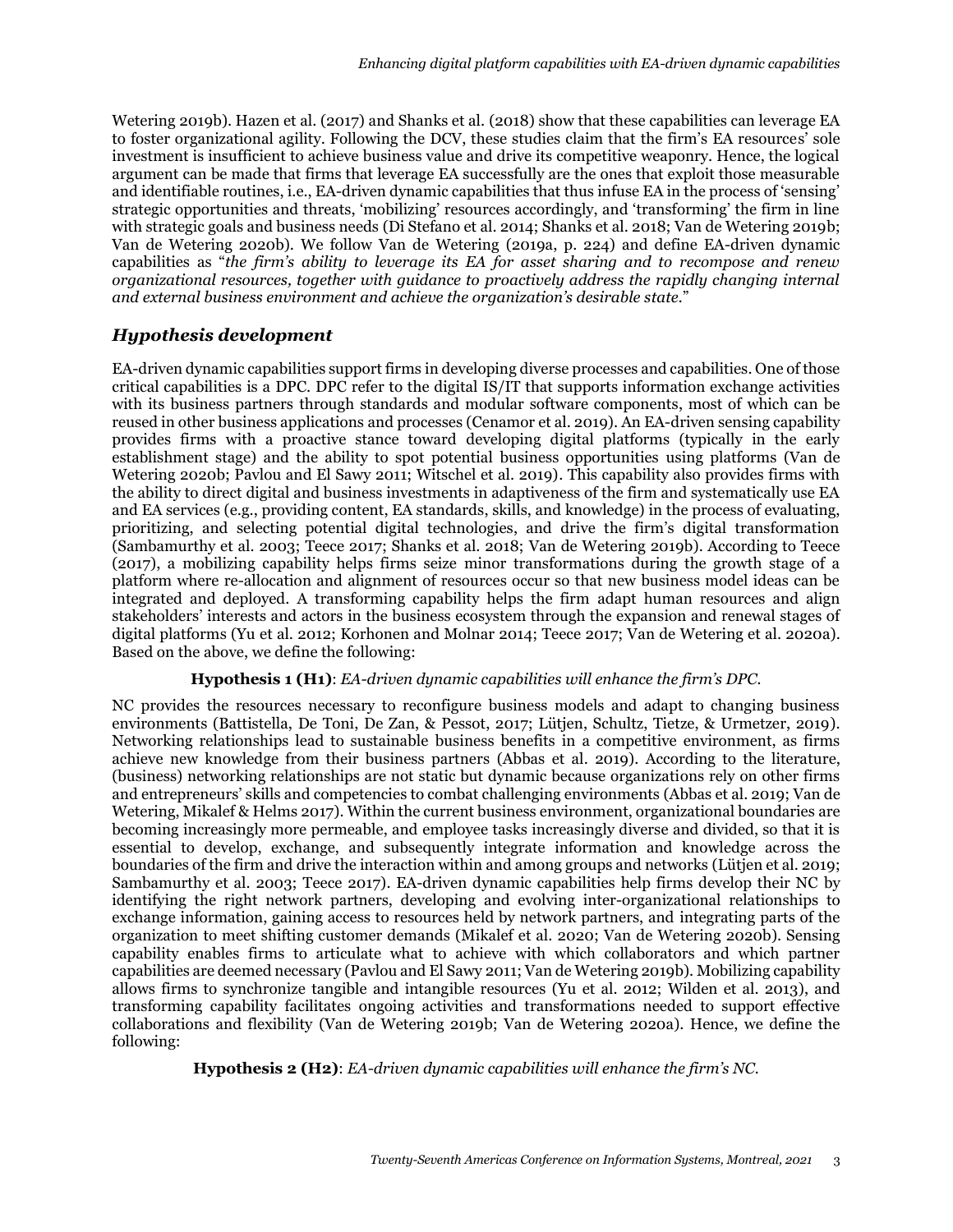Wetering 2019b). Hazen et al. (2017) and Shanks et al. (2018) show that these capabilities can leverage EA to foster organizational agility. Following the DCV, these studies claim that the firm's EA resources' sole investment is insufficient to achieve business value and drive its competitive weaponry. Hence, the logical argument can be made that firms that leverage EA successfully are the ones that exploit those measurable and identifiable routines, i.e., EA-driven dynamic capabilities that thus infuse EA in the process of 'sensing' strategic opportunities and threats, 'mobilizing' resources accordingly, and 'transforming' the firm in line with strategic goals and business needs (Di Stefano et al. 2014; Shanks et al. 2018; Van de Wetering 2019b; Van de Wetering 2020b). We follow Van de Wetering (2019a, p. 224) and define EA-driven dynamic capabilities as "*the firm's ability to leverage its EA for asset sharing and to recompose and renew organizational resources, together with guidance to proactively address the rapidly changing internal and external business environment and achieve the organization's desirable state*."

## *Hypothesis development*

EA-driven dynamic capabilities support firms in developing diverse processes and capabilities. One of those critical capabilities is a DPC. DPC refer to the digital IS/IT that supports information exchange activities with its business partners through standards and modular software components, most of which can be reused in other business applications and processes (Cenamor et al. 2019). An EA-driven sensing capability provides firms with a proactive stance toward developing digital platforms (typically in the early establishment stage) and the ability to spot potential business opportunities using platforms (Van de Wetering 2020b; Pavlou and El Sawy 2011; Witschel et al. 2019). This capability also provides firms with the ability to direct digital and business investments in adaptiveness of the firm and systematically use EA and EA services (e.g., providing content, EA standards, skills, and knowledge) in the process of evaluating, prioritizing, and selecting potential digital technologies, and drive the firm's digital transformation (Sambamurthy et al. 2003; Teece 2017; Shanks et al. 2018; Van de Wetering 2019b). According to Teece (2017), a mobilizing capability helps firms seize minor transformations during the growth stage of a platform where re-allocation and alignment of resources occur so that new business model ideas can be integrated and deployed. A transforming capability helps the firm adapt human resources and align stakeholders' interests and actors in the business ecosystem through the expansion and renewal stages of digital platforms (Yu et al. 2012; Korhonen and Molnar 2014; Teece 2017; Van de Wetering et al. 2020a). Based on the above, we define the following:

**Hypothesis 1 (H1)**: *EA-driven dynamic capabilities will enhance the firm's DPC.*

NC provides the resources necessary to reconfigure business models and adapt to changing business environments (Battistella, De Toni, De Zan, & Pessot, 2017; Lütjen, Schultz, Tietze, & Urmetzer, 2019). Networking relationships lead to sustainable business benefits in a competitive environment, as firms achieve new knowledge from their business partners (Abbas et al. 2019). According to the literature, (business) networking relationships are not static but dynamic because organizations rely on other firms and entrepreneurs' skills and competencies to combat challenging environments (Abbas et al. 2019; Van de Wetering, Mikalef & Helms 2017). Within the current business environment, organizational boundaries are becoming increasingly more permeable, and employee tasks increasingly diverse and divided, so that it is essential to develop, exchange, and subsequently integrate information and knowledge across the boundaries of the firm and drive the interaction within and among groups and networks (Lütjen et al. 2019; Sambamurthy et al. 2003; Teece 2017). EA-driven dynamic capabilities help firms develop their NC by identifying the right network partners, developing and evolving inter-organizational relationships to exchange information, gaining access to resources held by network partners, and integrating parts of the organization to meet shifting customer demands (Mikalef et al. 2020; Van de Wetering 2020b). Sensing capability enables firms to articulate what to achieve with which collaborators and which partner capabilities are deemed necessary (Pavlou and El Sawy 2011; Van de Wetering 2019b). Mobilizing capability allows firms to synchronize tangible and intangible resources (Yu et al. 2012; Wilden et al. 2013), and transforming capability facilitates ongoing activities and transformations needed to support effective collaborations and flexibility (Van de Wetering 2019b; Van de Wetering 2020a). Hence, we define the following:

**Hypothesis 2 (H2)**: *EA-driven dynamic capabilities will enhance the firm's NC.*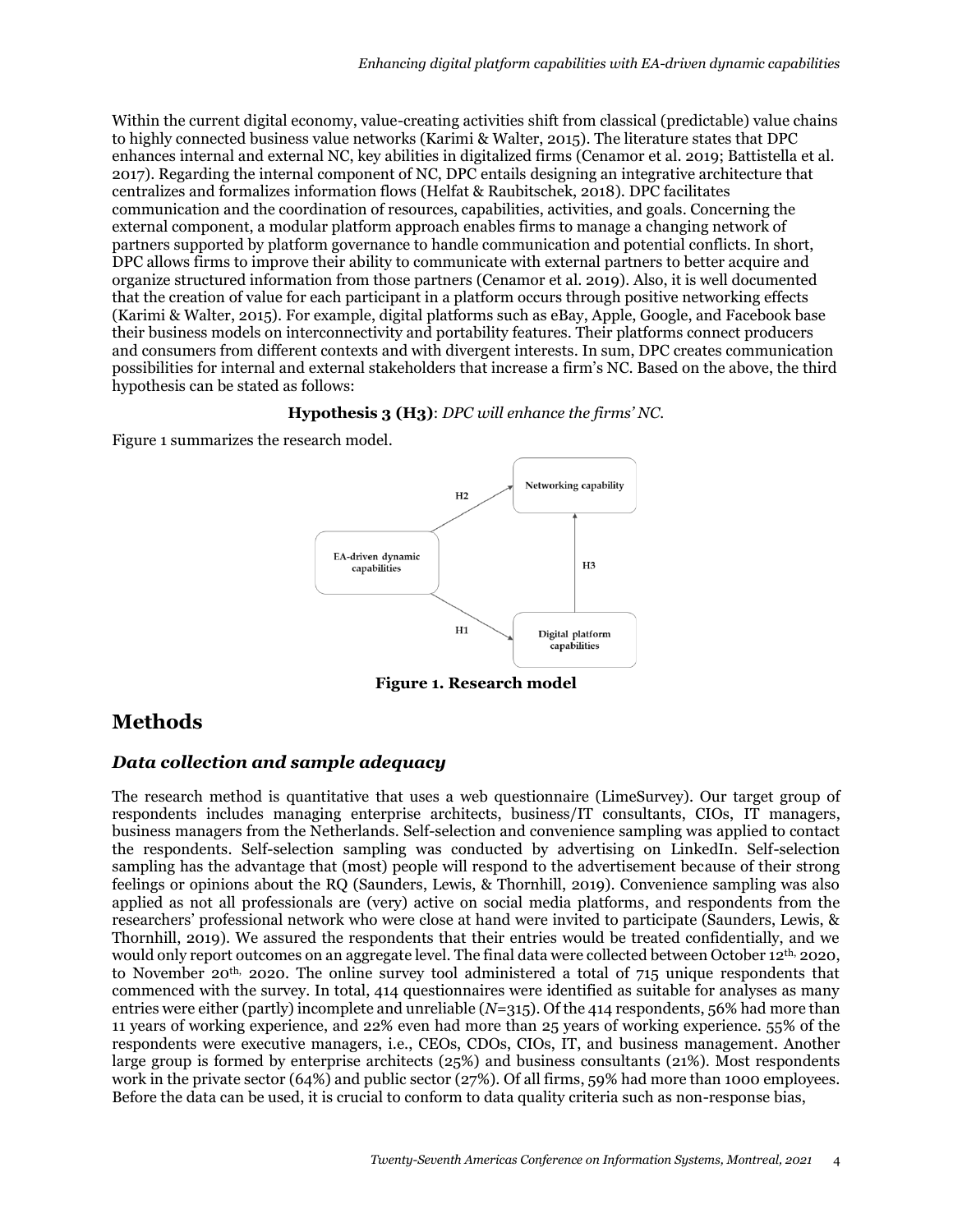Within the current digital economy, value-creating activities shift from classical (predictable) value chains to highly connected business value networks (Karimi & Walter, 2015). The literature states that DPC enhances internal and external NC, key abilities in digitalized firms (Cenamor et al. 2019; Battistella et al. 2017). Regarding the internal component of NC, DPC entails designing an integrative architecture that centralizes and formalizes information flows (Helfat & Raubitschek, 2018). DPC facilitates communication and the coordination of resources, capabilities, activities, and goals. Concerning the external component, a modular platform approach enables firms to manage a changing network of partners supported by platform governance to handle communication and potential conflicts. In short, DPC allows firms to improve their ability to communicate with external partners to better acquire and organize structured information from those partners (Cenamor et al. 2019). Also, it is well documented that the creation of value for each participant in a platform occurs through positive networking effects (Karimi & Walter, 2015). For example, digital platforms such as eBay, Apple, Google, and Facebook base their business models on interconnectivity and portability features. Their platforms connect producers and consumers from different contexts and with divergent interests. In sum, DPC creates communication possibilities for internal and external stakeholders that increase a firm's NC. Based on the above, the third hypothesis can be stated as follows:

**Hypothesis 3 (H3)**: *DPC will enhance the firms' NC.*

Figure 1 summarizes the research model.

EA-driven dynamic capabilities → (H2) Networking capability; EA-driven dynamic capabilities → (H1) Digital platform capabilities; Digital platform capabilities → (H3) Networking capability

**Figure 1. Research model**

# Methods

## *Data collection and sample adequacy*

The research method is quantitative that uses a web questionnaire (LimeSurvey). Our target group of respondents includes managing enterprise architects, business/IT consultants, CIOs, IT managers, business managers from the Netherlands. Self-selection and convenience sampling was applied to contact the respondents. Self-selection sampling was conducted by advertising on LinkedIn. Self-selection sampling has the advantage that (most) people will respond to the advertisement because of their strong feelings or opinions about the RQ (Saunders, Lewis, & Thornhill, 2019). Convenience sampling was also applied as not all professionals are (very) active on social media platforms, and respondents from the researchers' professional network who were close at hand were invited to participate (Saunders, Lewis, & Thornhill, 2019). We assured the respondents that their entries would be treated confidentially, and we would only report outcomes on an aggregate level. The final data were collected between October 12th, 2020, to November 20th, 2020. The online survey tool administered a total of 715 unique respondents that commenced with the survey. In total, 414 questionnaires were identified as suitable for analyses as many entries were either (partly) incomplete and unreliable (*N*=315). Of the 414 respondents, 56% had more than 11 years of working experience, and 22% even had more than 25 years of working experience. 55% of the respondents were executive managers, i.e., CEOs, CDOs, CIOs, IT, and business management. Another large group is formed by enterprise architects (25%) and business consultants (21%). Most respondents work in the private sector (64%) and public sector (27%). Of all firms, 59% had more than 1000 employees. Before the data can be used, it is crucial to conform to data quality criteria such as non-response bias,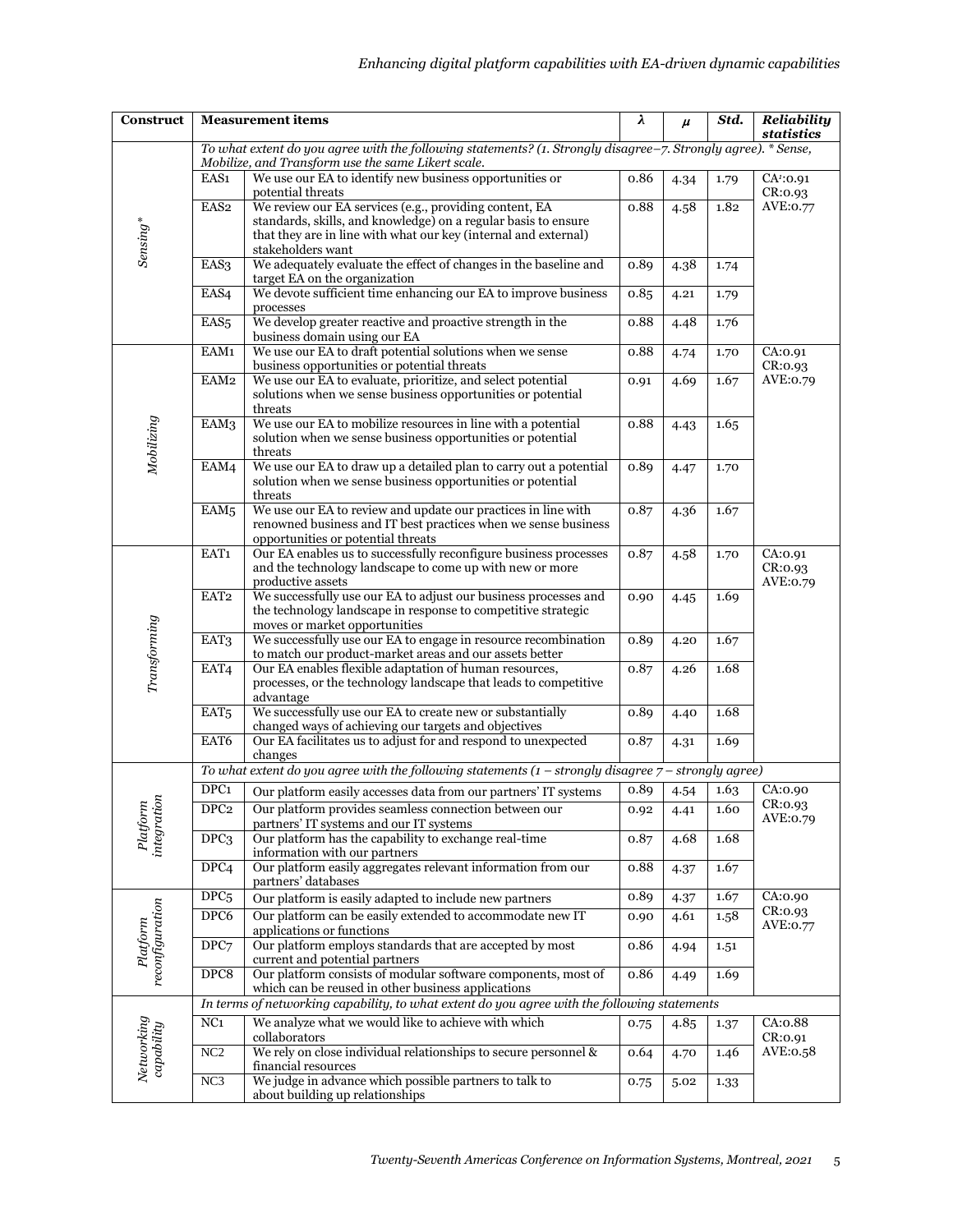| Construct | Measurement items | | λ | μ | Std. | Reliability statistics |
|---|---|---|---|---|---|---|
| | *To what extent do you agree with the following statements? (1. Strongly disagree–7. Strongly agree). * Sense, Mobilize, and Transform use the same Likert scale.* | | | | | |
| *Sensing** | EAS1 | We use our EA to identify new business opportunities or potential threats | 0.86 | 4.34 | 1.79 | CA[1]:0.91 CR:0.93 AVE:0.77 |
| | EAS2 | We review our EA services (e.g., providing content, EA standards, skills, and knowledge) on a regular basis to ensure that they are in line with what our key (internal and external) stakeholders want | 0.88 | 4.58 | 1.82 | |
| | EAS3 | We adequately evaluate the effect of changes in the baseline and target EA on the organization | 0.89 | 4.38 | 1.74 | |
| | EAS4 | We devote sufficient time enhancing our EA to improve business processes | 0.85 | 4.21 | 1.79 | |
| | EAS5 | We develop greater reactive and proactive strength in the business domain using our EA | 0.88 | 4.48 | 1.76 | |
| *Mobilizing* | EAM1 | We use our EA to draft potential solutions when we sense business opportunities or potential threats | 0.88 | 4.74 | 1.70 | CA:0.91 CR:0.93 AVE:0.79 |
| | EAM2 | We use our EA to evaluate, prioritize, and select potential solutions when we sense business opportunities or potential threats | 0.91 | 4.69 | 1.67 | |
| | EAM3 | We use our EA to mobilize resources in line with a potential solution when we sense business opportunities or potential threats | 0.88 | 4.43 | 1.65 | |
| | EAM4 | We use our EA to draw up a detailed plan to carry out a potential solution when we sense business opportunities or potential threats | 0.89 | 4.47 | 1.70 | |
| | EAM5 | We use our EA to review and update our practices in line with renowned business and IT best practices when we sense business opportunities or potential threats | 0.87 | 4.36 | 1.67 | |
| *Transforming* | EAT1 | Our EA enables us to successfully reconfigure business processes and the technology landscape to come up with new or more productive assets | 0.87 | 4.58 | 1.70 | CA:0.91 CR:0.93 AVE:0.79 |
| | EAT2 | We successfully use our EA to adjust our business processes and the technology landscape in response to competitive strategic moves or market opportunities | 0.90 | 4.45 | 1.69 | |
| | EAT3 | We successfully use our EA to engage in resource recombination to match our product-market areas and our assets better | 0.89 | 4.20 | 1.67 | |
| | EAT4 | Our EA enables flexible adaptation of human resources, processes, or the technology landscape that leads to competitive advantage | 0.87 | 4.26 | 1.68 | |
| | EAT5 | We successfully use our EA to create new or substantially changed ways of achieving our targets and objectives | 0.89 | 4.40 | 1.68 | |
| | EAT6 | Our EA facilitates us to adjust for and respond to unexpected changes | 0.87 | 4.31 | 1.69 | |
| | *To what extent do you agree with the following statements (1 – strongly disagree 7 – strongly agree)* | | | | | |
| *Platform integration* | DPC1 | Our platform easily accesses data from our partners' IT systems | 0.89 | 4.54 | 1.63 | CA:0.90 CR:0.93 AVE:0.79 |
| | DPC2 | Our platform provides seamless connection between our partners' IT systems and our IT systems | 0.92 | 4.41 | 1.60 | |
| | DPC3 | Our platform has the capability to exchange real-time information with our partners | 0.87 | 4.68 | 1.68 | |
| | DPC4 | Our platform easily aggregates relevant information from our partners' databases | 0.88 | 4.37 | 1.67 | |
| *Platform reconfiguration* | DPC5 | Our platform is easily adapted to include new partners | 0.89 | 4.37 | 1.67 | CA:0.90 CR:0.93 AVE:0.77 |
| | DPC6 | Our platform can be easily extended to accommodate new IT applications or functions | 0.90 | 4.61 | 1.58 | |
| | DPC7 | Our platform employs standards that are accepted by most current and potential partners | 0.86 | 4.94 | 1.51 | |
| | DPC8 | Our platform consists of modular software components, most of which can be reused in other business applications | 0.86 | 4.49 | 1.69 | |
| | *In terms of networking capability, to what extent do you agree with the following statements* | | | | | |
| *Networking capability* | NC1 | We analyze what we would like to achieve with which collaborators | 0.75 | 4.85 | 1.37 | CA:0.88 CR:0.91 AVE:0.58 |
| | NC2 | We rely on close individual relationships to secure personnel & financial resources | 0.64 | 4.70 | 1.46 | |
| | NC3 | We judge in advance which possible partners to talk to about building up relationships | 0.75 | 5.02 | 1.33 | |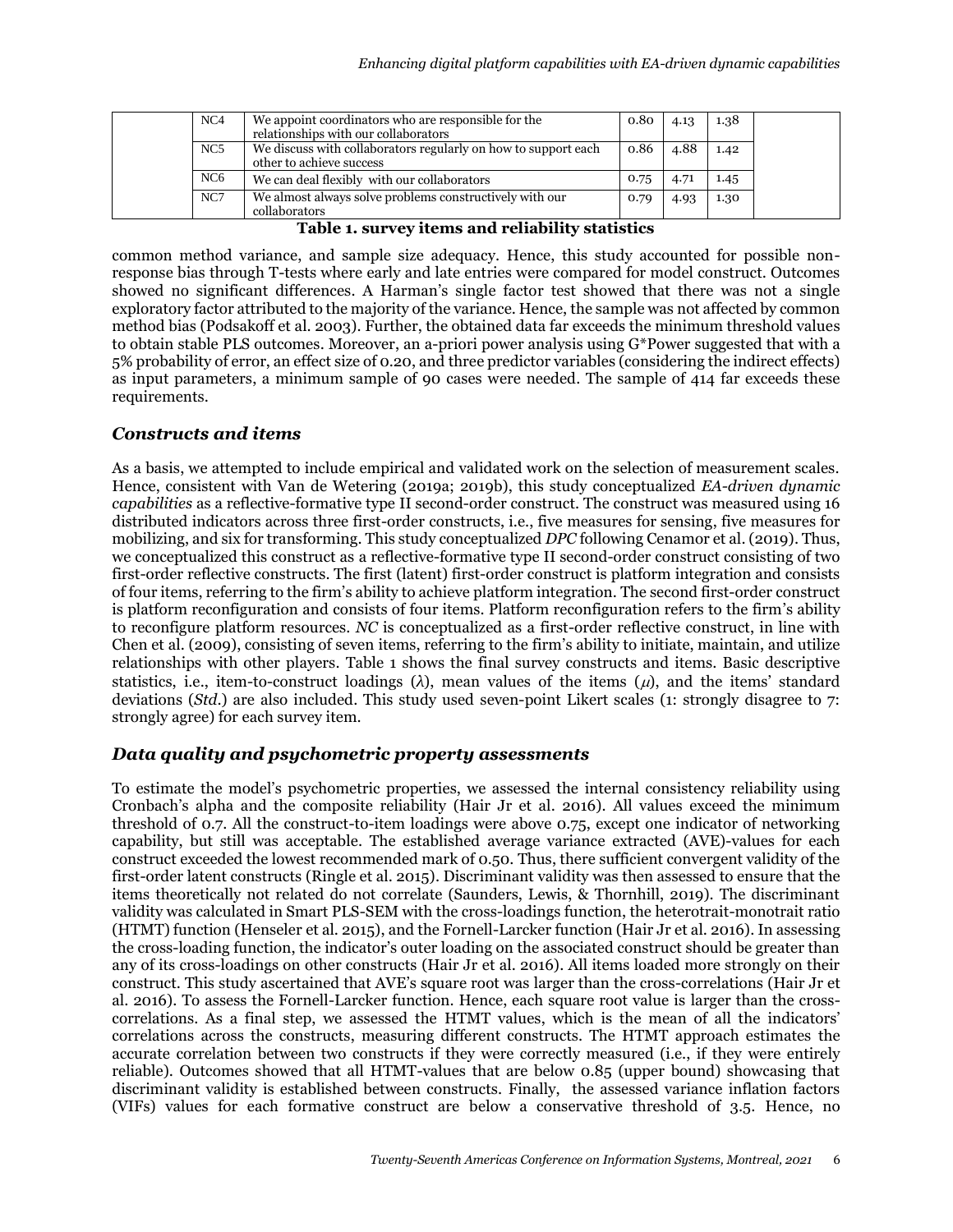| | | | | | | |
|---|---|---|---|---|---|---|
| | NC4 | We appoint coordinators who are responsible for the relationships with our collaborators | 0.80 | 4.13 | 1.38 | |
| | NC5 | We discuss with collaborators regularly on how to support each other to achieve success | 0.86 | 4.88 | 1.42 | |
| | NC6 | We can deal flexibly with our collaborators | 0.75 | 4.71 | 1.45 | |
| | NC7 | We almost always solve problems constructively with our collaborators | 0.79 | 4.93 | 1.30 | |

**Table 1. survey items and reliability statistics**

common method variance, and sample size adequacy. Hence, this study accounted for possible non-response bias through T-tests where early and late entries were compared for model construct. Outcomes showed no significant differences. A Harman's single factor test showed that there was not a single exploratory factor attributed to the majority of the variance. Hence, the sample was not affected by common method bias (Podsakoff et al. 2003). Further, the obtained data far exceeds the minimum threshold values to obtain stable PLS outcomes. Moreover, an a-priori power analysis using G*Power suggested that with a 5% probability of error, an effect size of 0.20, and three predictor variables (considering the indirect effects) as input parameters, a minimum sample of 90 cases were needed. The sample of 414 far exceeds these requirements.

## *Constructs and items*

As a basis, we attempted to include empirical and validated work on the selection of measurement scales. Hence, consistent with Van de Wetering (2019a; 2019b), this study conceptualized *EA-driven dynamic capabilities* as a reflective-formative type II second-order construct. The construct was measured using 16 distributed indicators across three first-order constructs, i.e., five measures for sensing, five measures for mobilizing, and six for transforming. This study conceptualized *DPC* following Cenamor et al. (2019). Thus, we conceptualized this construct as a reflective-formative type II second-order construct consisting of two first-order reflective constructs. The first (latent) first-order construct is platform integration and consists of four items, referring to the firm's ability to achieve platform integration. The second first-order construct is platform reconfiguration and consists of four items. Platform reconfiguration refers to the firm's ability to reconfigure platform resources. *NC* is conceptualized as a first-order reflective construct, in line with Chen et al. (2009), consisting of seven items, referring to the firm's ability to initiate, maintain, and utilize relationships with other players. Table 1 shows the final survey constructs and items. Basic descriptive statistics, i.e., item-to-construct loadings ($\lambda$), mean values of the items ($\mu$), and the items' standard deviations (*Std.*) are also included. This study used seven-point Likert scales (1: strongly disagree to 7: strongly agree) for each survey item.

## *Data quality and psychometric property assessments*

To estimate the model's psychometric properties, we assessed the internal consistency reliability using Cronbach's alpha and the composite reliability (Hair Jr et al. 2016). All values exceed the minimum threshold of 0.7. All the construct-to-item loadings were above 0.75, except one indicator of networking capability, but still was acceptable. The established average variance extracted (AVE)-values for each construct exceeded the lowest recommended mark of 0.50. Thus, there sufficient convergent validity of the first-order latent constructs (Ringle et al. 2015). Discriminant validity was then assessed to ensure that the items theoretically not related do not correlate (Saunders, Lewis, & Thornhill, 2019). The discriminant validity was calculated in Smart PLS-SEM with the cross-loadings function, the heterotrait-monotrait ratio (HTMT) function (Henseler et al. 2015), and the Fornell-Larcker function (Hair Jr et al. 2016). In assessing the cross-loading function, the indicator's outer loading on the associated construct should be greater than any of its cross-loadings on other constructs (Hair Jr et al. 2016). All items loaded more strongly on their construct. This study ascertained that AVE's square root was larger than the cross-correlations (Hair Jr et al. 2016). To assess the Fornell-Larcker function. Hence, each square root value is larger than the cross-correlations. As a final step, we assessed the HTMT values, which is the mean of all the indicators' correlations across the constructs, measuring different constructs. The HTMT approach estimates the accurate correlation between two constructs if they were correctly measured (i.e., if they were entirely reliable). Outcomes showed that all HTMT-values that are below 0.85 (upper bound) showcasing that discriminant validity is established between constructs. Finally, the assessed variance inflation factors (VIFs) values for each formative construct are below a conservative threshold of 3.5. Hence, no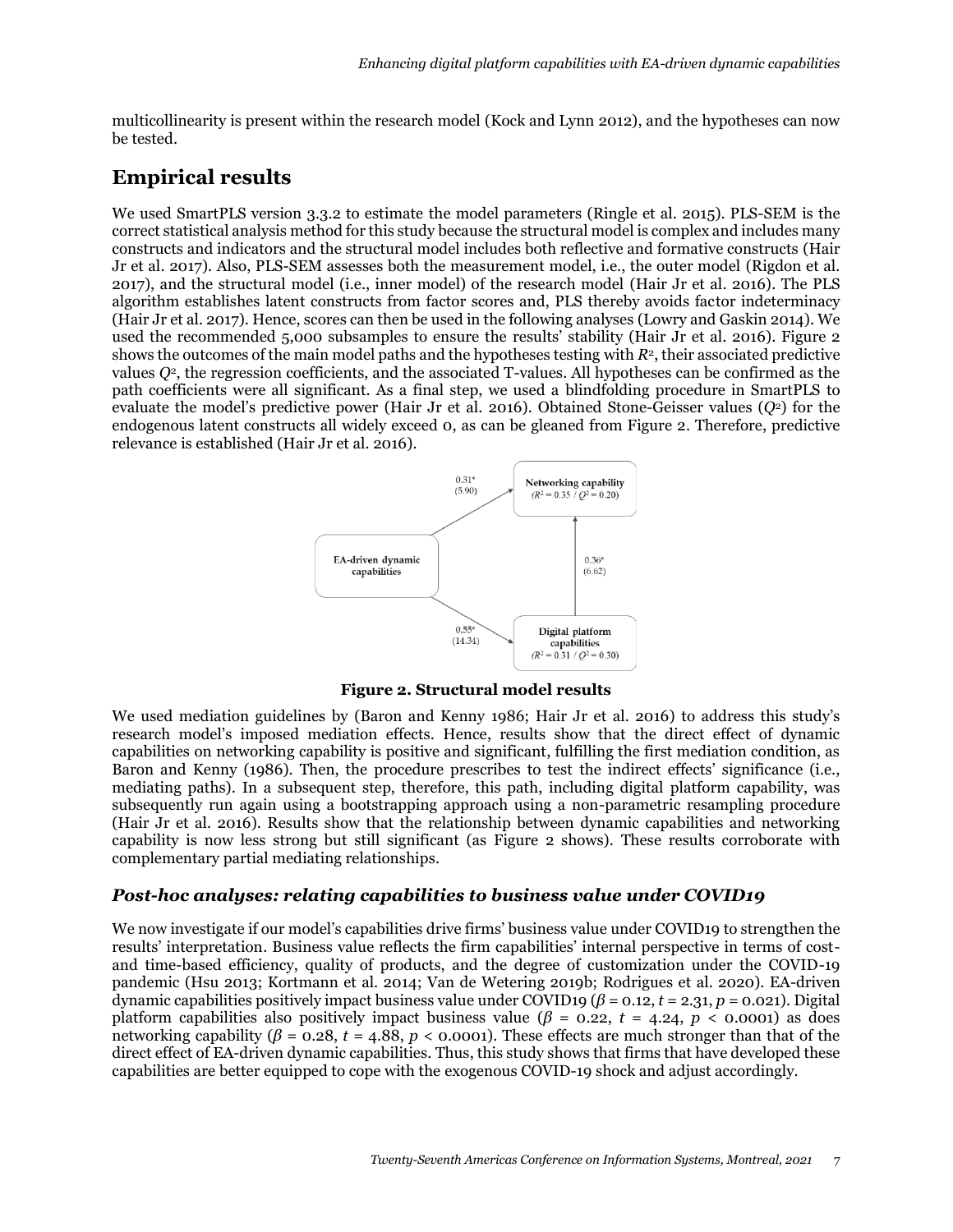multicollinearity is present within the research model (Kock and Lynn 2012), and the hypotheses can now be tested.

## Empirical results

We used SmartPLS version 3.3.2 to estimate the model parameters (Ringle et al. 2015). PLS-SEM is the correct statistical analysis method for this study because the structural model is complex and includes many constructs and indicators and the structural model includes both reflective and formative constructs (Hair Jr et al. 2017). Also, PLS-SEM assesses both the measurement model, i.e., the outer model (Rigdon et al. 2017), and the structural model (i.e., inner model) of the research model (Hair Jr et al. 2016). The PLS algorithm establishes latent constructs from factor scores and, PLS thereby avoids factor indeterminacy (Hair Jr et al. 2017). Hence, scores can then be used in the following analyses (Lowry and Gaskin 2014). We used the recommended 5,000 subsamples to ensure the results' stability (Hair Jr et al. 2016). Figure 2 shows the outcomes of the main model paths and the hypotheses testing with $R^2$, their associated predictive values $Q^2$, the regression coefficients, and the associated T-values. All hypotheses can be confirmed as the path coefficients were all significant. As a final step, we used a blindfolding procedure in SmartPLS to evaluate the model's predictive power (Hair Jr et al. 2016). Obtained Stone-Geisser values ($Q^2$) for the endogenous latent constructs all widely exceed 0, as can be gleaned from Figure 2. Therefore, predictive relevance is established (Hair Jr et al. 2016).

EA-driven dynamic capabilities → Networking capability ($R^2 = 0.35$ / $Q^2 = 0.20$): 0.31* (5.90)

EA-driven dynamic capabilities → Digital platform capabilities ($R^2 = 0.31$ / $Q^2 = 0.30$): 0.55* (14.34)

Digital platform capabilities → Networking capability: 0.36* (6.62)

**Figure 2. Structural model results**

We used mediation guidelines by (Baron and Kenny 1986; Hair Jr et al. 2016) to address this study's research model's imposed mediation effects. Hence, results show that the direct effect of dynamic capabilities on networking capability is positive and significant, fulfilling the first mediation condition, as Baron and Kenny (1986). Then, the procedure prescribes to test the indirect effects' significance (i.e., mediating paths). In a subsequent step, therefore, this path, including digital platform capability, was subsequently run again using a bootstrapping approach using a non-parametric resampling procedure (Hair Jr et al. 2016). Results show that the relationship between dynamic capabilities and networking capability is now less strong but still significant (as Figure 2 shows). These results corroborate with complementary partial mediating relationships.

### *Post-hoc analyses: relating capabilities to business value under COVID19*

We now investigate if our model's capabilities drive firms' business value under COVID19 to strengthen the results' interpretation. Business value reflects the firm capabilities' internal perspective in terms of cost- and time-based efficiency, quality of products, and the degree of customization under the COVID-19 pandemic (Hsu 2013; Kortmann et al. 2014; Van de Wetering 2019b; Rodrigues et al. 2020). EA-driven dynamic capabilities positively impact business value under COVID19 ($\beta = 0.12$, $t = 2.31$, $p = 0.021$). Digital platform capabilities also positively impact business value ($\beta = 0.22$, $t = 4.24$, $p < 0.0001$) as does networking capability ($\beta = 0.28$, $t = 4.88$, $p < 0.0001$). These effects are much stronger than that of the direct effect of EA-driven dynamic capabilities. Thus, this study shows that firms that have developed these capabilities are better equipped to cope with the exogenous COVID-19 shock and adjust accordingly.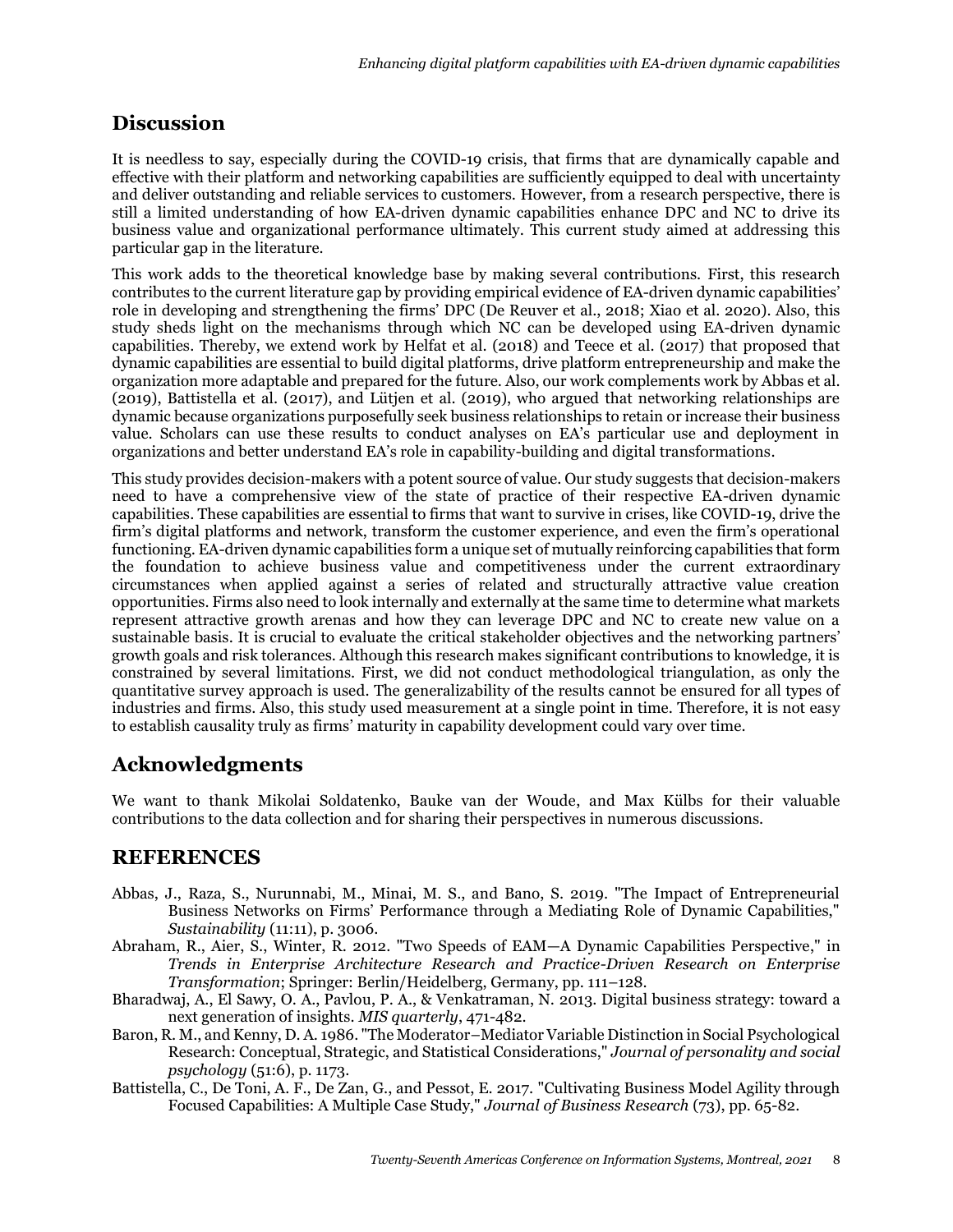## Discussion

It is needless to say, especially during the COVID-19 crisis, that firms that are dynamically capable and effective with their platform and networking capabilities are sufficiently equipped to deal with uncertainty and deliver outstanding and reliable services to customers. However, from a research perspective, there is still a limited understanding of how EA-driven dynamic capabilities enhance DPC and NC to drive its business value and organizational performance ultimately. This current study aimed at addressing this particular gap in the literature.

This work adds to the theoretical knowledge base by making several contributions. First, this research contributes to the current literature gap by providing empirical evidence of EA-driven dynamic capabilities' role in developing and strengthening the firms' DPC (De Reuver et al., 2018; Xiao et al. 2020). Also, this study sheds light on the mechanisms through which NC can be developed using EA-driven dynamic capabilities. Thereby, we extend work by Helfat et al. (2018) and Teece et al. (2017) that proposed that dynamic capabilities are essential to build digital platforms, drive platform entrepreneurship and make the organization more adaptable and prepared for the future. Also, our work complements work by Abbas et al. (2019), Battistella et al. (2017), and Lütjen et al. (2019), who argued that networking relationships are dynamic because organizations purposefully seek business relationships to retain or increase their business value. Scholars can use these results to conduct analyses on EA's particular use and deployment in organizations and better understand EA's role in capability-building and digital transformations.

This study provides decision-makers with a potent source of value. Our study suggests that decision-makers need to have a comprehensive view of the state of practice of their respective EA-driven dynamic capabilities. These capabilities are essential to firms that want to survive in crises, like COVID-19, drive the firm's digital platforms and network, transform the customer experience, and even the firm's operational functioning. EA-driven dynamic capabilities form a unique set of mutually reinforcing capabilities that form the foundation to achieve business value and competitiveness under the current extraordinary circumstances when applied against a series of related and structurally attractive value creation opportunities. Firms also need to look internally and externally at the same time to determine what markets represent attractive growth arenas and how they can leverage DPC and NC to create new value on a sustainable basis. It is crucial to evaluate the critical stakeholder objectives and the networking partners' growth goals and risk tolerances. Although this research makes significant contributions to knowledge, it is constrained by several limitations. First, we did not conduct methodological triangulation, as only the quantitative survey approach is used. The generalizability of the results cannot be ensured for all types of industries and firms. Also, this study used measurement at a single point in time. Therefore, it is not easy to establish causality truly as firms' maturity in capability development could vary over time.

## Acknowledgments

We want to thank Mikolai Soldatenko, Bauke van der Woude, and Max Külbs for their valuable contributions to the data collection and for sharing their perspectives in numerous discussions.

## REFERENCES

Abbas, J., Raza, S., Nurunnabi, M., Minai, M. S., and Bano, S. 2019. "The Impact of Entrepreneurial Business Networks on Firms' Performance through a Mediating Role of Dynamic Capabilities," *Sustainability* (11:11), p. 3006.

Abraham, R., Aier, S., Winter, R. 2012. "Two Speeds of EAM—A Dynamic Capabilities Perspective," in *Trends in Enterprise Architecture Research and Practice-Driven Research on Enterprise Transformation*; Springer: Berlin/Heidelberg, Germany, pp. 111–128.

Bharadwaj, A., El Sawy, O. A., Pavlou, P. A., & Venkatraman, N. 2013. Digital business strategy: toward a next generation of insights. *MIS quarterly*, 471-482.

Baron, R. M., and Kenny, D. A. 1986. "The Moderator–Mediator Variable Distinction in Social Psychological Research: Conceptual, Strategic, and Statistical Considerations," *Journal of personality and social psychology* (51:6), p. 1173.

Battistella, C., De Toni, A. F., De Zan, G., and Pessot, E. 2017. "Cultivating Business Model Agility through Focused Capabilities: A Multiple Case Study," *Journal of Business Research* (73), pp. 65-82.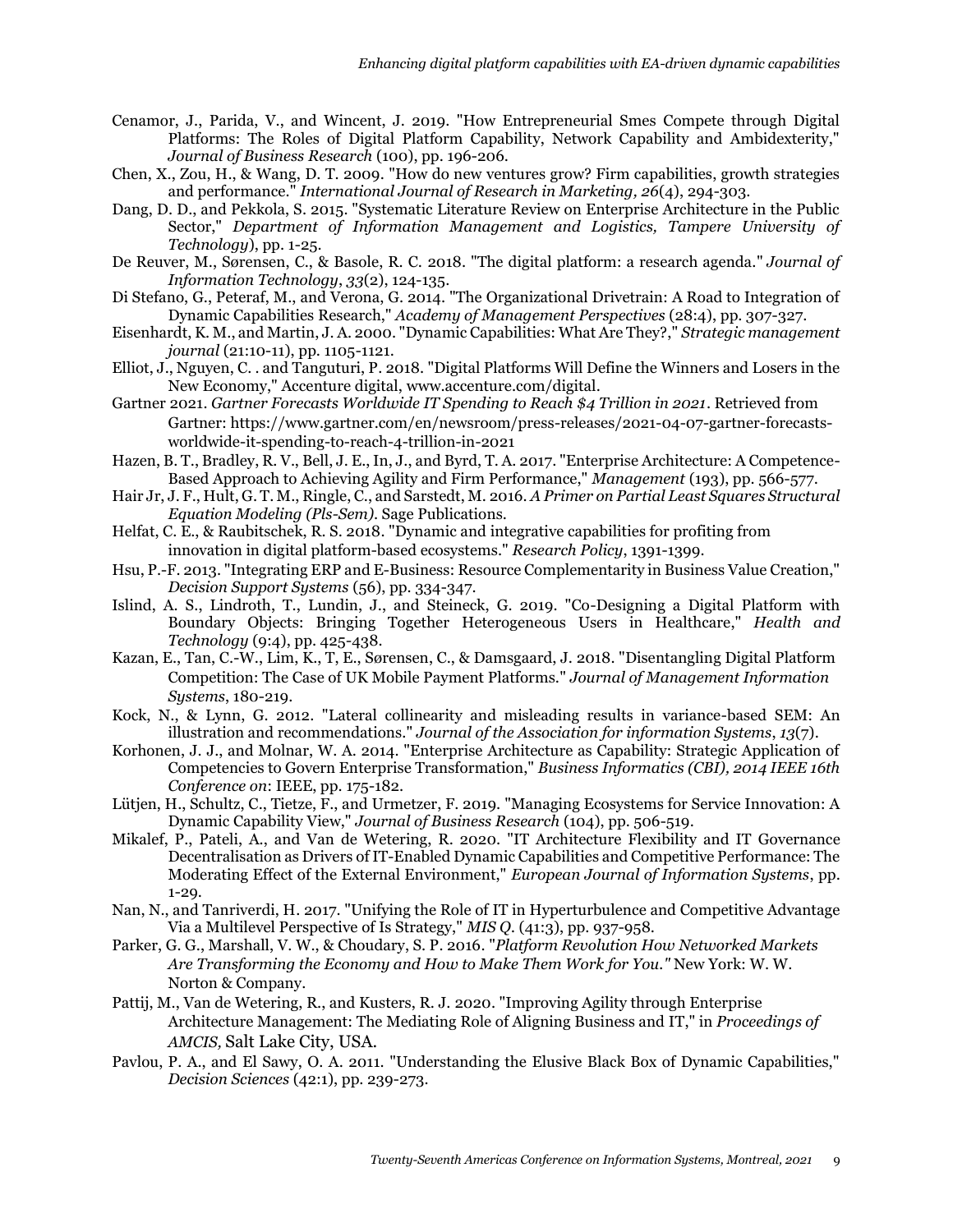Cenamor, J., Parida, V., and Wincent, J. 2019. "How Entrepreneurial Smes Compete through Digital Platforms: The Roles of Digital Platform Capability, Network Capability and Ambidexterity," *Journal of Business Research* (100), pp. 196-206.

Chen, X., Zou, H., & Wang, D. T. 2009. "How do new ventures grow? Firm capabilities, growth strategies and performance." *International Journal of Research in Marketing, 26*(4), 294-303.

Dang, D. D., and Pekkola, S. 2015. "Systematic Literature Review on Enterprise Architecture in the Public Sector," *Department of Information Management and Logistics, Tampere University of Technology*), pp. 1-25.

De Reuver, M., Sørensen, C., & Basole, R. C. 2018. "The digital platform: a research agenda." *Journal of Information Technology*, *33*(2), 124-135.

Di Stefano, G., Peteraf, M., and Verona, G. 2014. "The Organizational Drivetrain: A Road to Integration of Dynamic Capabilities Research," *Academy of Management Perspectives* (28:4), pp. 307-327.

Eisenhardt, K. M., and Martin, J. A. 2000. "Dynamic Capabilities: What Are They?," *Strategic management journal* (21:10-11), pp. 1105-1121.

Elliot, J., Nguyen, C. . and Tanguturi, P. 2018. "Digital Platforms Will Define the Winners and Losers in the New Economy," Accenture digital, www.accenture.com/digital.

Gartner 2021. *Gartner Forecasts Worldwide IT Spending to Reach $4 Trillion in 2021*. Retrieved from Gartner: https://www.gartner.com/en/newsroom/press-releases/2021-04-07-gartner-forecasts-worldwide-it-spending-to-reach-4-trillion-in-2021

Hazen, B. T., Bradley, R. V., Bell, J. E., In, J., and Byrd, T. A. 2017. "Enterprise Architecture: A Competence-Based Approach to Achieving Agility and Firm Performance," *Management* (193), pp. 566-577.

Hair Jr, J. F., Hult, G. T. M., Ringle, C., and Sarstedt, M. 2016. *A Primer on Partial Least Squares Structural Equation Modeling (Pls-Sem)*. Sage Publications.

Helfat, C. E., & Raubitschek, R. S. 2018. "Dynamic and integrative capabilities for profiting from innovation in digital platform-based ecosystems." *Research Policy*, 1391-1399.

Hsu, P.-F. 2013. "Integrating ERP and E-Business: Resource Complementarity in Business Value Creation," *Decision Support Systems* (56), pp. 334-347.

Islind, A. S., Lindroth, T., Lundin, J., and Steineck, G. 2019. "Co-Designing a Digital Platform with Boundary Objects: Bringing Together Heterogeneous Users in Healthcare," *Health and Technology* (9:4), pp. 425-438.

Kazan, E., Tan, C.-W., Lim, K., T, E., Sørensen, C., & Damsgaard, J. 2018. "Disentangling Digital Platform Competition: The Case of UK Mobile Payment Platforms." *Journal of Management Information Systems*, 180-219.

Kock, N., & Lynn, G. 2012. "Lateral collinearity and misleading results in variance-based SEM: An illustration and recommendations." *Journal of the Association for information Systems*, *13*(7).

Korhonen, J. J., and Molnar, W. A. 2014. "Enterprise Architecture as Capability: Strategic Application of Competencies to Govern Enterprise Transformation," *Business Informatics (CBI), 2014 IEEE 16th Conference on*: IEEE, pp. 175-182.

Lütjen, H., Schultz, C., Tietze, F., and Urmetzer, F. 2019. "Managing Ecosystems for Service Innovation: A Dynamic Capability View," *Journal of Business Research* (104), pp. 506-519.

Mikalef, P., Pateli, A., and Van de Wetering, R. 2020. "IT Architecture Flexibility and IT Governance Decentralisation as Drivers of IT-Enabled Dynamic Capabilities and Competitive Performance: The Moderating Effect of the External Environment," *European Journal of Information Systems*, pp. 1-29.

Nan, N., and Tanriverdi, H. 2017. "Unifying the Role of IT in Hyperturbulence and Competitive Advantage Via a Multilevel Perspective of Is Strategy," *MIS Q.* (41:3), pp. 937-958.

Parker, G. G., Marshall, V. W., & Choudary, S. P. 2016. "*Platform Revolution How Networked Markets Are Transforming the Economy and How to Make Them Work for You."* New York: W. W. Norton & Company.

Pattij, M., Van de Wetering, R., and Kusters, R. J. 2020. "Improving Agility through Enterprise Architecture Management: The Mediating Role of Aligning Business and IT," in *Proceedings of AMCIS,* Salt Lake City, USA.

Pavlou, P. A., and El Sawy, O. A. 2011. "Understanding the Elusive Black Box of Dynamic Capabilities," *Decision Sciences* (42:1), pp. 239-273.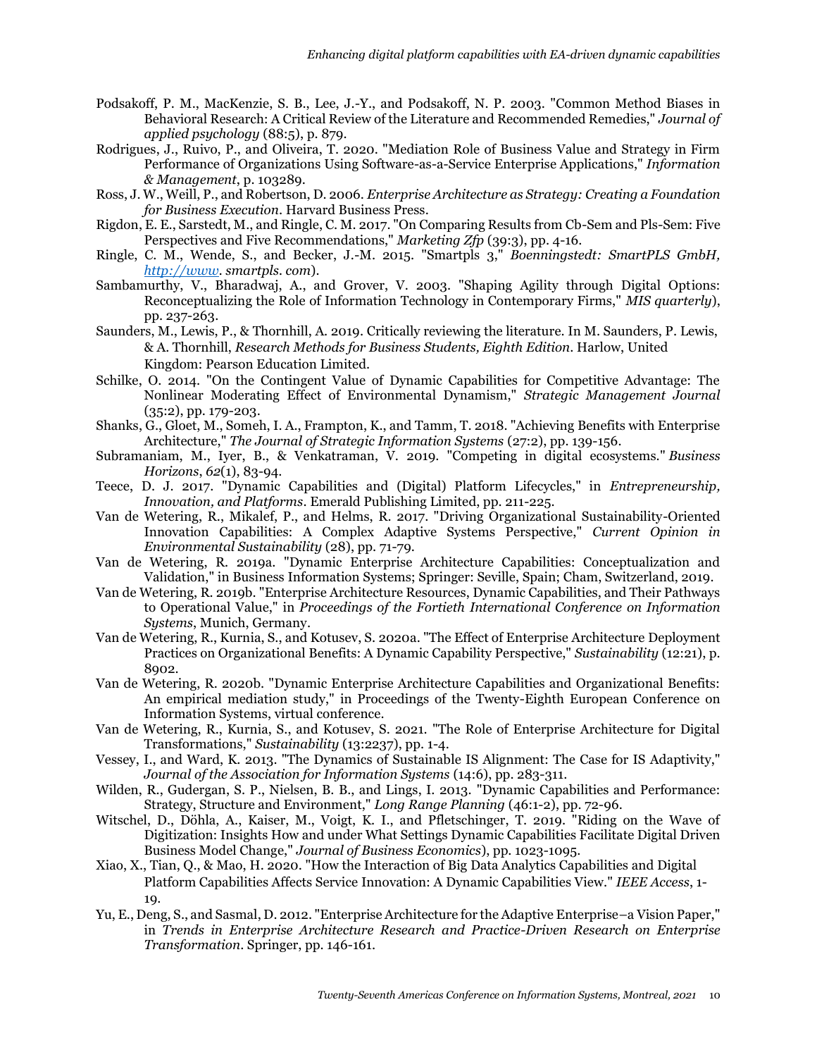Podsakoff, P. M., MacKenzie, S. B., Lee, J.-Y., and Podsakoff, N. P. 2003. "Common Method Biases in Behavioral Research: A Critical Review of the Literature and Recommended Remedies," *Journal of applied psychology* (88:5), p. 879.

Rodrigues, J., Ruivo, P., and Oliveira, T. 2020. "Mediation Role of Business Value and Strategy in Firm Performance of Organizations Using Software-as-a-Service Enterprise Applications," *Information & Management*, p. 103289.

Ross, J. W., Weill, P., and Robertson, D. 2006. *Enterprise Architecture as Strategy: Creating a Foundation for Business Execution*. Harvard Business Press.

Rigdon, E. E., Sarstedt, M., and Ringle, C. M. 2017. "On Comparing Results from Cb-Sem and Pls-Sem: Five Perspectives and Five Recommendations," *Marketing Zfp* (39:3), pp. 4-16.

Ringle, C. M., Wende, S., and Becker, J.-M. 2015. "Smartpls 3," *Boenningstedt: SmartPLS GmbH, http://www. smartpls. com*).

Sambamurthy, V., Bharadwaj, A., and Grover, V. 2003. "Shaping Agility through Digital Options: Reconceptualizing the Role of Information Technology in Contemporary Firms," *MIS quarterly*), pp. 237-263.

Saunders, M., Lewis, P., & Thornhill, A. 2019. Critically reviewing the literature. In M. Saunders, P. Lewis, & A. Thornhill, *Research Methods for Business Students, Eighth Edition*. Harlow, United Kingdom: Pearson Education Limited.

Schilke, O. 2014. "On the Contingent Value of Dynamic Capabilities for Competitive Advantage: The Nonlinear Moderating Effect of Environmental Dynamism," *Strategic Management Journal* (35:2), pp. 179-203.

Shanks, G., Gloet, M., Someh, I. A., Frampton, K., and Tamm, T. 2018. "Achieving Benefits with Enterprise Architecture," *The Journal of Strategic Information Systems* (27:2), pp. 139-156.

Subramaniam, M., Iyer, B., & Venkatraman, V. 2019. "Competing in digital ecosystems." *Business Horizons*, *62*(1), 83-94.

Teece, D. J. 2017. "Dynamic Capabilities and (Digital) Platform Lifecycles," in *Entrepreneurship, Innovation, and Platforms*. Emerald Publishing Limited, pp. 211-225.

Van de Wetering, R., Mikalef, P., and Helms, R. 2017. "Driving Organizational Sustainability-Oriented Innovation Capabilities: A Complex Adaptive Systems Perspective," *Current Opinion in Environmental Sustainability* (28), pp. 71-79.

Van de Wetering, R. 2019a. "Dynamic Enterprise Architecture Capabilities: Conceptualization and Validation," in Business Information Systems; Springer: Seville, Spain; Cham, Switzerland, 2019.

Van de Wetering, R. 2019b. "Enterprise Architecture Resources, Dynamic Capabilities, and Their Pathways to Operational Value," in *Proceedings of the Fortieth International Conference on Information Systems*, Munich, Germany.

Van de Wetering, R., Kurnia, S., and Kotusev, S. 2020a. "The Effect of Enterprise Architecture Deployment Practices on Organizational Benefits: A Dynamic Capability Perspective," *Sustainability* (12:21), p. 8902.

Van de Wetering, R. 2020b. "Dynamic Enterprise Architecture Capabilities and Organizational Benefits: An empirical mediation study," in Proceedings of the Twenty-Eighth European Conference on Information Systems, virtual conference.

Van de Wetering, R., Kurnia, S., and Kotusev, S. 2021. "The Role of Enterprise Architecture for Digital Transformations," *Sustainability* (13:2237), pp. 1-4.

Vessey, I., and Ward, K. 2013. "The Dynamics of Sustainable IS Alignment: The Case for IS Adaptivity," *Journal of the Association for Information Systems* (14:6), pp. 283-311.

Wilden, R., Gudergan, S. P., Nielsen, B. B., and Lings, I. 2013. "Dynamic Capabilities and Performance: Strategy, Structure and Environment," *Long Range Planning* (46:1-2), pp. 72-96.

Witschel, D., Döhla, A., Kaiser, M., Voigt, K. I., and Pfletschinger, T. 2019. "Riding on the Wave of Digitization: Insights How and under What Settings Dynamic Capabilities Facilitate Digital Driven Business Model Change," *Journal of Business Economics*), pp. 1023-1095.

Xiao, X., Tian, Q., & Mao, H. 2020. "How the Interaction of Big Data Analytics Capabilities and Digital Platform Capabilities Affects Service Innovation: A Dynamic Capabilities View." *IEEE Access*, 1-19.

Yu, E., Deng, S., and Sasmal, D. 2012. "Enterprise Architecture for the Adaptive Enterprise–a Vision Paper," in *Trends in Enterprise Architecture Research and Practice-Driven Research on Enterprise Transformation*. Springer, pp. 146-161.